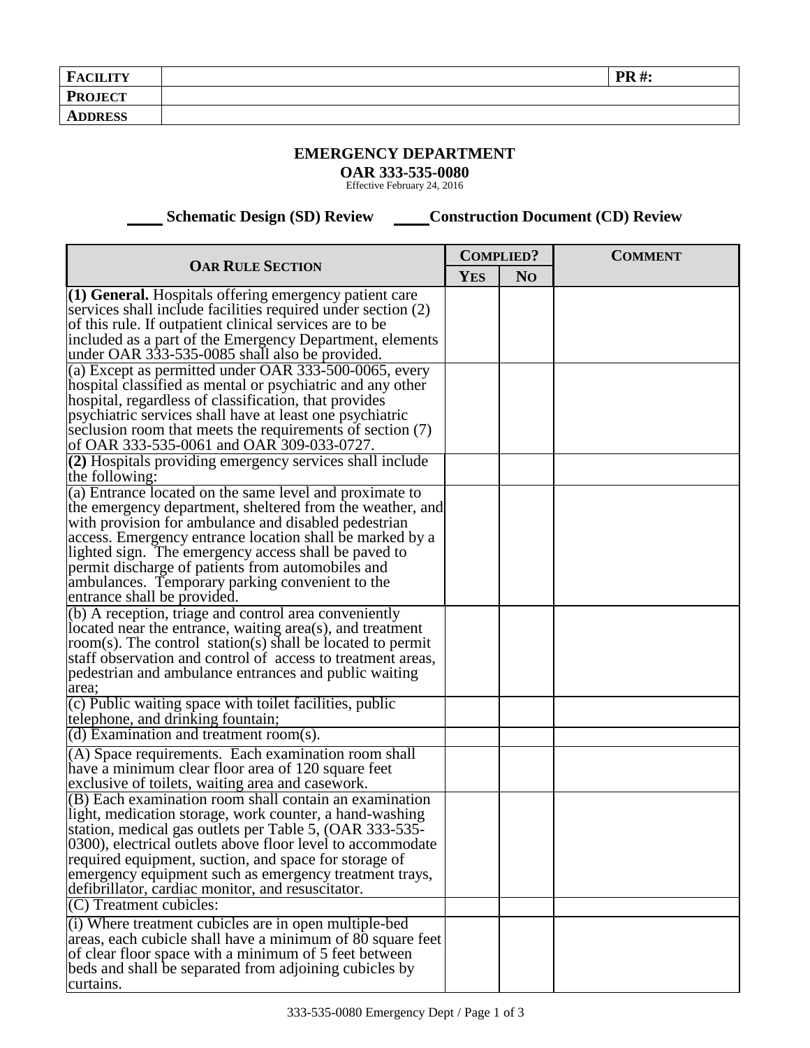| **FACILITY** | | **PR #:** |
|---|---|---|
| **PROJECT** | | |
| **ADDRESS** | | |

## EMERGENCY DEPARTMENT

**OAR 333-535-0080**

Effective February 24, 2016

____ **Schematic Design (SD) Review** ____ **Construction Document (CD) Review**

| **OAR RULE SECTION** | **COMPLIED?** | | **COMMENT** |
|---|---|---|---|
| | **YES** | **NO** | |
| **(1) General.** Hospitals offering emergency patient care services shall include facilities required under section (2) of this rule. If outpatient clinical services are to be included as a part of the Emergency Department, elements under OAR 333-535-0085 shall also be provided. | | | |
| (a) Except as permitted under OAR 333-500-0065, every hospital classified as mental or psychiatric and any other hospital, regardless of classification, that provides psychiatric services shall have at least one psychiatric seclusion room that meets the requirements of section (7) of OAR 333-535-0061 and OAR 309-033-0727. | | | |
| **(2)** Hospitals providing emergency services shall include the following: | | | |
| (a) Entrance located on the same level and proximate to the emergency department, sheltered from the weather, and with provision for ambulance and disabled pedestrian access. Emergency entrance location shall be marked by a lighted sign. The emergency access shall be paved to permit discharge of patients from automobiles and ambulances. Temporary parking convenient to the entrance shall be provided. | | | |
| (b) A reception, triage and control area conveniently located near the entrance, waiting area(s), and treatment room(s). The control station(s) shall be located to permit staff observation and control of access to treatment areas, pedestrian and ambulance entrances and public waiting area; | | | |
| (c) Public waiting space with toilet facilities, public telephone, and drinking fountain; | | | |
| (d) Examination and treatment room(s). | | | |
| (A) Space requirements. Each examination room shall have a minimum clear floor area of 120 square feet exclusive of toilets, waiting area and casework. | | | |
| (B) Each examination room shall contain an examination light, medication storage, work counter, a hand-washing station, medical gas outlets per Table 5, (OAR 333-535-0300), electrical outlets above floor level to accommodate required equipment, suction, and space for storage of emergency equipment such as emergency treatment trays, defibrillator, cardiac monitor, and resuscitator. | | | |
| (C) Treatment cubicles: | | | |
| (i) Where treatment cubicles are in open multiple-bed areas, each cubicle shall have a minimum of 80 square feet of clear floor space with a minimum of 5 feet between beds and shall be separated from adjoining cubicles by curtains. | | | |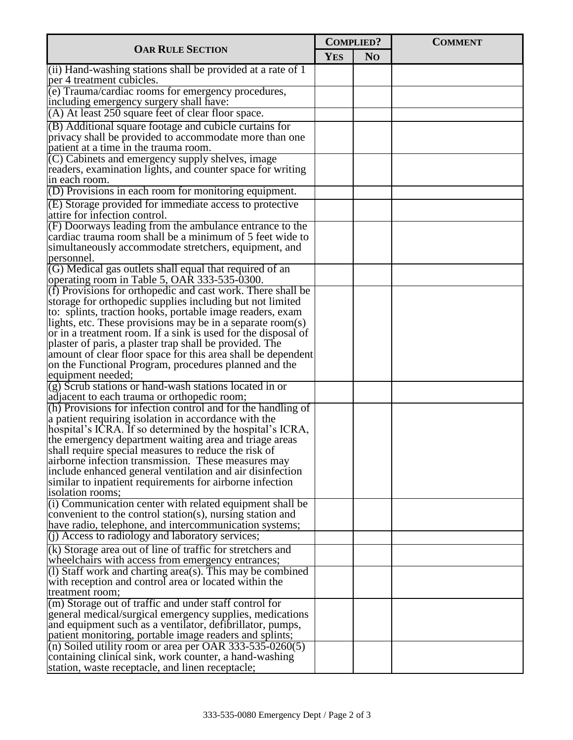| OAR Rule Section | Complied? | | Comment |
|---|---|---|---|
| | Yes | No | |
| (ii) Hand-washing stations shall be provided at a rate of 1 per 4 treatment cubicles. | | | |
| (e) Trauma/cardiac rooms for emergency procedures, including emergency surgery shall have: | | | |
| (A) At least 250 square feet of clear floor space. | | | |
| (B) Additional square footage and cubicle curtains for privacy shall be provided to accommodate more than one patient at a time in the trauma room. | | | |
| (C) Cabinets and emergency supply shelves, image readers, examination lights, and counter space for writing in each room. | | | |
| (D) Provisions in each room for monitoring equipment. | | | |
| (E) Storage provided for immediate access to protective attire for infection control. | | | |
| (F) Doorways leading from the ambulance entrance to the cardiac trauma room shall be a minimum of 5 feet wide to simultaneously accommodate stretchers, equipment, and personnel. | | | |
| (G) Medical gas outlets shall equal that required of an operating room in Table 5, OAR 333-535-0300. | | | |
| (f) Provisions for orthopedic and cast work. There shall be storage for orthopedic supplies including but not limited to: splints, traction hooks, portable image readers, exam lights, etc. These provisions may be in a separate room(s) or in a treatment room. If a sink is used for the disposal of plaster of paris, a plaster trap shall be provided. The amount of clear floor space for this area shall be dependent on the Functional Program, procedures planned and the equipment needed; | | | |
| (g) Scrub stations or hand-wash stations located in or adjacent to each trauma or orthopedic room; | | | |
| (h) Provisions for infection control and for the handling of a patient requiring isolation in accordance with the hospital's ICRA. If so determined by the hospital's ICRA, the emergency department waiting area and triage areas shall require special measures to reduce the risk of airborne infection transmission. These measures may include enhanced general ventilation and air disinfection similar to inpatient requirements for airborne infection isolation rooms; | | | |
| (i) Communication center with related equipment shall be convenient to the control station(s), nursing station and have radio, telephone, and intercommunication systems; | | | |
| (j) Access to radiology and laboratory services; | | | |
| (k) Storage area out of line of traffic for stretchers and wheelchairs with access from emergency entrances; | | | |
| (l) Staff work and charting area(s). This may be combined with reception and control area or located within the treatment room; | | | |
| (m) Storage out of traffic and under staff control for general medical/surgical emergency supplies, medications and equipment such as a ventilator, defibrillator, pumps, patient monitoring, portable image readers and splints; | | | |
| (n) Soiled utility room or area per OAR 333-535-0260(5) containing clinical sink, work counter, a hand-washing station, waste receptacle, and linen receptacle; | | | |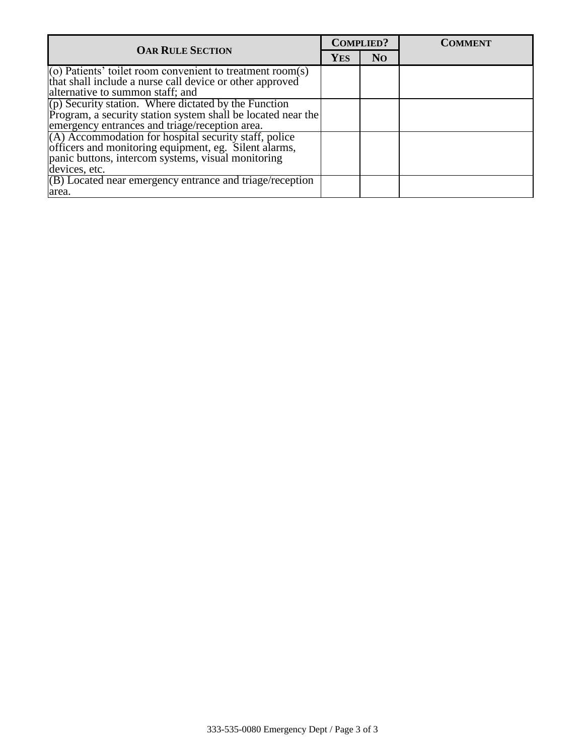| OAR Rule Section | Complied? | | Comment |
|---|---|---|---|
| | Yes | No | |
| (o) Patients' toilet room convenient to treatment room(s) that shall include a nurse call device or other approved alternative to summon staff; and | | | |
| (p) Security station. Where dictated by the Function Program, a security station system shall be located near the emergency entrances and triage/reception area. | | | |
| (A) Accommodation for hospital security staff, police officers and monitoring equipment, eg. Silent alarms, panic buttons, intercom systems, visual monitoring devices, etc. | | | |
| (B) Located near emergency entrance and triage/reception area. | | | |